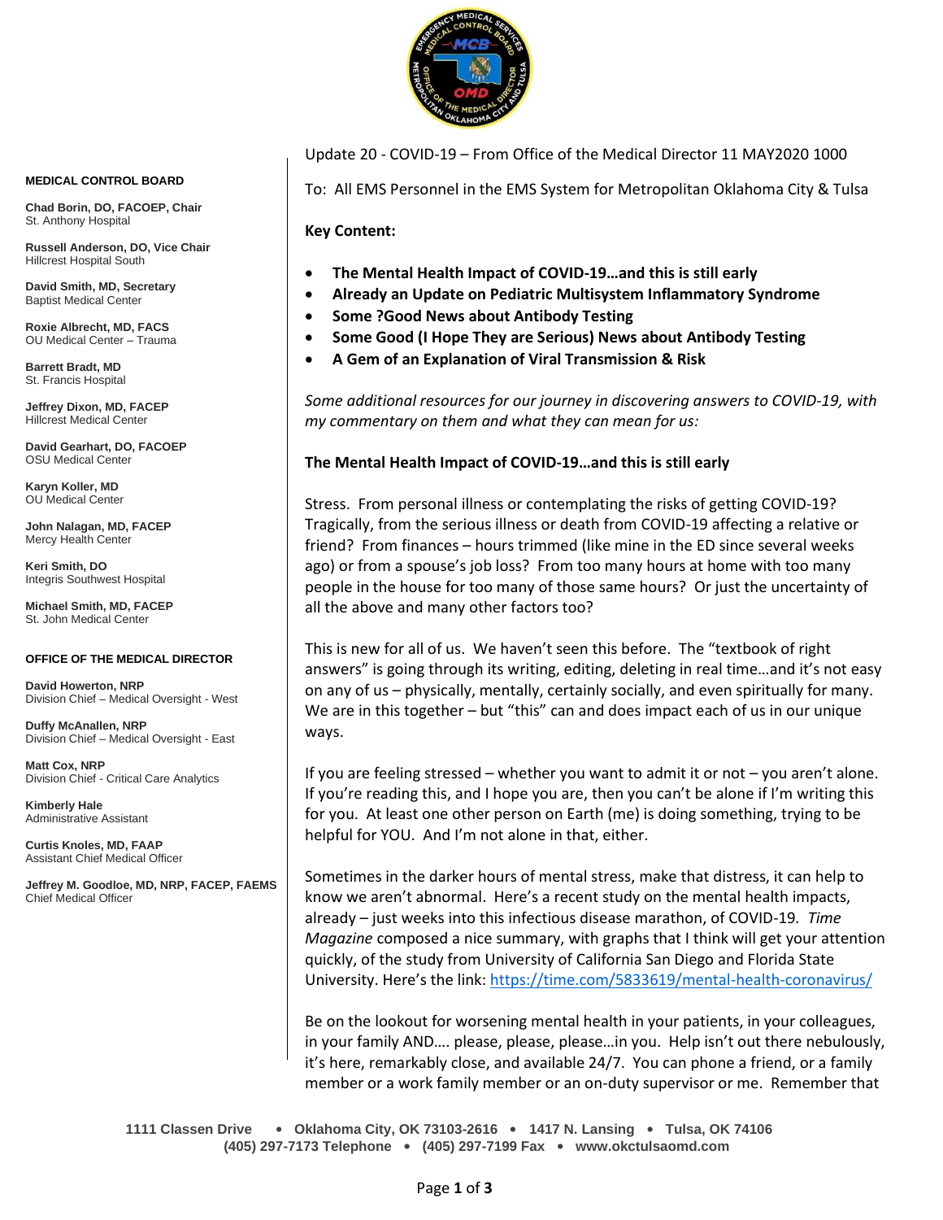**MEDICAL CONTROL BOARD**

**Chad Borin, DO, FACOEP, Chair**
St. Anthony Hospital

**Russell Anderson, DO, Vice Chair**
Hillcrest Hospital South

**David Smith, MD, Secretary**
Baptist Medical Center

**Roxie Albrecht, MD, FACS**
OU Medical Center – Trauma

**Barrett Bradt, MD**
St. Francis Hospital

**Jeffrey Dixon, MD, FACEP**
Hillcrest Medical Center

**David Gearhart, DO, FACOEP**
OSU Medical Center

**Karyn Koller, MD**
OU Medical Center

**John Nalagan, MD, FACEP**
Mercy Health Center

**Keri Smith, DO**
Integris Southwest Hospital

**Michael Smith, MD, FACEP**
St. John Medical Center

**OFFICE OF THE MEDICAL DIRECTOR**

**David Howerton, NRP**
Division Chief – Medical Oversight - West

**Duffy McAnallen, NRP**
Division Chief – Medical Oversight - East

**Matt Cox, NRP**
Division Chief - Critical Care Analytics

**Kimberly Hale**
Administrative Assistant

**Curtis Knoles, MD, FAAP**
Assistant Chief Medical Officer

**Jeffrey M. Goodloe, MD, NRP, FACEP, FAEMS**
Chief Medical Officer

Update 20 - COVID-19 – From Office of the Medical Director 11 MAY2020 1000

To: All EMS Personnel in the EMS System for Metropolitan Oklahoma City & Tulsa

**Key Content:**

- **The Mental Health Impact of COVID-19…and this is still early**
- **Already an Update on Pediatric Multisystem Inflammatory Syndrome**
- **Some ?Good News about Antibody Testing**
- **Some Good (I Hope They are Serious) News about Antibody Testing**
- **A Gem of an Explanation of Viral Transmission & Risk**

*Some additional resources for our journey in discovering answers to COVID-19, with my commentary on them and what they can mean for us:*

**The Mental Health Impact of COVID-19…and this is still early**

Stress. From personal illness or contemplating the risks of getting COVID-19? Tragically, from the serious illness or death from COVID-19 affecting a relative or friend? From finances – hours trimmed (like mine in the ED since several weeks ago) or from a spouse's job loss? From too many hours at home with too many people in the house for too many of those same hours? Or just the uncertainty of all the above and many other factors too?

This is new for all of us. We haven't seen this before. The "textbook of right answers" is going through its writing, editing, deleting in real time…and it's not easy on any of us – physically, mentally, certainly socially, and even spiritually for many. We are in this together – but "this" can and does impact each of us in our unique ways.

If you are feeling stressed – whether you want to admit it or not – you aren't alone. If you're reading this, and I hope you are, then you can't be alone if I'm writing this for you. At least one other person on Earth (me) is doing something, trying to be helpful for YOU. And I'm not alone in that, either.

Sometimes in the darker hours of mental stress, make that distress, it can help to know we aren't abnormal. Here's a recent study on the mental health impacts, already – just weeks into this infectious disease marathon, of COVID-19. *Time Magazine* composed a nice summary, with graphs that I think will get your attention quickly, of the study from University of California San Diego and Florida State University. Here's the link: https://time.com/5833619/mental-health-coronavirus/

Be on the lookout for worsening mental health in your patients, in your colleagues, in your family AND…. please, please, please…in you. Help isn't out there nebulously, it's here, remarkably close, and available 24/7. You can phone a friend, or a family member or a work family member or an on-duty supervisor or me. Remember that

1111 Classen Drive • Oklahoma City, OK 73103-2616 • 1417 N. Lansing • Tulsa, OK 74106
(405) 297-7173 Telephone • (405) 297-7199 Fax • www.okctulsaomd.com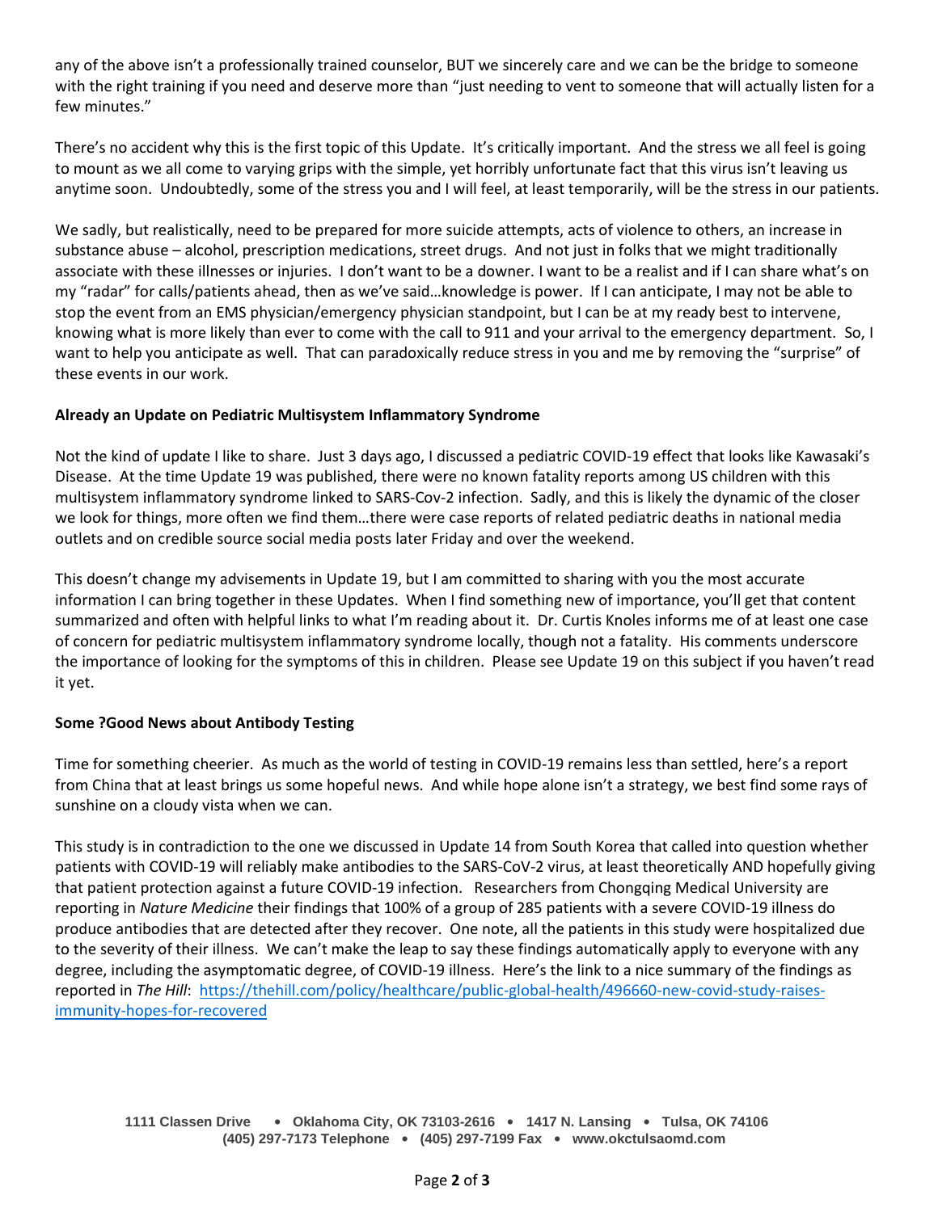any of the above isn't a professionally trained counselor, BUT we sincerely care and we can be the bridge to someone with the right training if you need and deserve more than "just needing to vent to someone that will actually listen for a few minutes."

There's no accident why this is the first topic of this Update. It's critically important. And the stress we all feel is going to mount as we all come to varying grips with the simple, yet horribly unfortunate fact that this virus isn't leaving us anytime soon. Undoubtedly, some of the stress you and I will feel, at least temporarily, will be the stress in our patients.

We sadly, but realistically, need to be prepared for more suicide attempts, acts of violence to others, an increase in substance abuse – alcohol, prescription medications, street drugs. And not just in folks that we might traditionally associate with these illnesses or injuries. I don't want to be a downer. I want to be a realist and if I can share what's on my "radar" for calls/patients ahead, then as we've said…knowledge is power. If I can anticipate, I may not be able to stop the event from an EMS physician/emergency physician standpoint, but I can be at my ready best to intervene, knowing what is more likely than ever to come with the call to 911 and your arrival to the emergency department. So, I want to help you anticipate as well. That can paradoxically reduce stress in you and me by removing the "surprise" of these events in our work.

**Already an Update on Pediatric Multisystem Inflammatory Syndrome**

Not the kind of update I like to share. Just 3 days ago, I discussed a pediatric COVID-19 effect that looks like Kawasaki's Disease. At the time Update 19 was published, there were no known fatality reports among US children with this multisystem inflammatory syndrome linked to SARS-Cov-2 infection. Sadly, and this is likely the dynamic of the closer we look for things, more often we find them…there were case reports of related pediatric deaths in national media outlets and on credible source social media posts later Friday and over the weekend.

This doesn't change my advisements in Update 19, but I am committed to sharing with you the most accurate information I can bring together in these Updates. When I find something new of importance, you'll get that content summarized and often with helpful links to what I'm reading about it. Dr. Curtis Knoles informs me of at least one case of concern for pediatric multisystem inflammatory syndrome locally, though not a fatality. His comments underscore the importance of looking for the symptoms of this in children. Please see Update 19 on this subject if you haven't read it yet.

**Some ?Good News about Antibody Testing**

Time for something cheerier. As much as the world of testing in COVID-19 remains less than settled, here's a report from China that at least brings us some hopeful news. And while hope alone isn't a strategy, we best find some rays of sunshine on a cloudy vista when we can.

This study is in contradiction to the one we discussed in Update 14 from South Korea that called into question whether patients with COVID-19 will reliably make antibodies to the SARS-CoV-2 virus, at least theoretically AND hopefully giving that patient protection against a future COVID-19 infection. Researchers from Chongqing Medical University are reporting in *Nature Medicine* their findings that 100% of a group of 285 patients with a severe COVID-19 illness do produce antibodies that are detected after they recover. One note, all the patients in this study were hospitalized due to the severity of their illness. We can't make the leap to say these findings automatically apply to everyone with any degree, including the asymptomatic degree, of COVID-19 illness. Here's the link to a nice summary of the findings as reported in *The Hill*: https://thehill.com/policy/healthcare/public-global-health/496660-new-covid-study-raises-immunity-hopes-for-recovered

1111 Classen Drive • Oklahoma City, OK 73103-2616 • 1417 N. Lansing • Tulsa, OK 74106
(405) 297-7173 Telephone • (405) 297-7199 Fax • www.okctulsaomd.com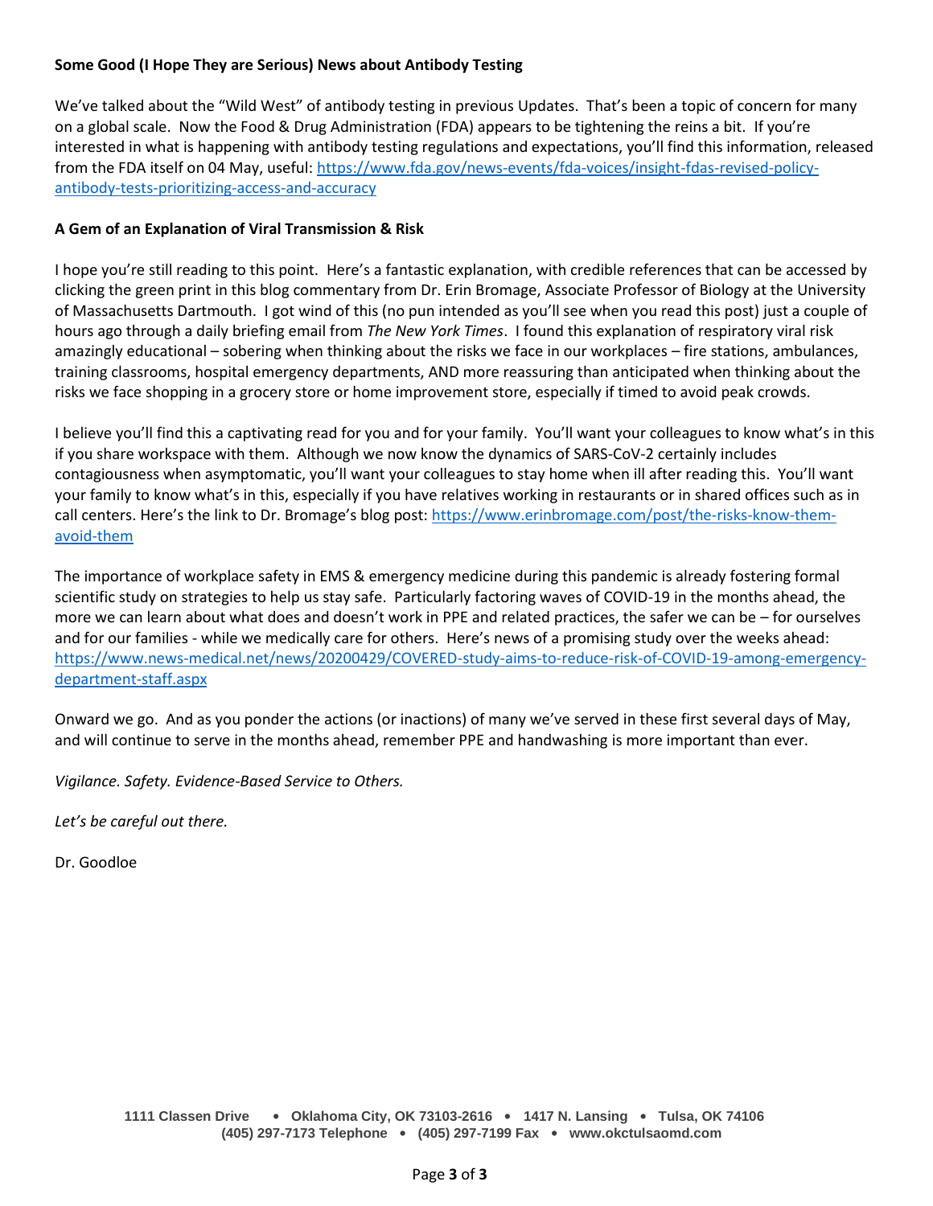**Some Good (I Hope They are Serious) News about Antibody Testing**

We've talked about the "Wild West" of antibody testing in previous Updates. That's been a topic of concern for many on a global scale. Now the Food & Drug Administration (FDA) appears to be tightening the reins a bit. If you're interested in what is happening with antibody testing regulations and expectations, you'll find this information, released from the FDA itself on 04 May, useful: [https://www.fda.gov/news-events/fda-voices/insight-fdas-revised-policy-antibody-tests-prioritizing-access-and-accuracy](https://www.fda.gov/news-events/fda-voices/insight-fdas-revised-policy-antibody-tests-prioritizing-access-and-accuracy)

**A Gem of an Explanation of Viral Transmission & Risk**

I hope you're still reading to this point. Here's a fantastic explanation, with credible references that can be accessed by clicking the green print in this blog commentary from Dr. Erin Bromage, Associate Professor of Biology at the University of Massachusetts Dartmouth. I got wind of this (no pun intended as you'll see when you read this post) just a couple of hours ago through a daily briefing email from *The New York Times*. I found this explanation of respiratory viral risk amazingly educational – sobering when thinking about the risks we face in our workplaces – fire stations, ambulances, training classrooms, hospital emergency departments, AND more reassuring than anticipated when thinking about the risks we face shopping in a grocery store or home improvement store, especially if timed to avoid peak crowds.

I believe you'll find this a captivating read for you and for your family. You'll want your colleagues to know what's in this if you share workspace with them. Although we now know the dynamics of SARS-CoV-2 certainly includes contagiousness when asymptomatic, you'll want your colleagues to stay home when ill after reading this. You'll want your family to know what's in this, especially if you have relatives working in restaurants or in shared offices such as in call centers. Here's the link to Dr. Bromage's blog post: [https://www.erinbromage.com/post/the-risks-know-them-avoid-them](https://www.erinbromage.com/post/the-risks-know-them-avoid-them)

The importance of workplace safety in EMS & emergency medicine during this pandemic is already fostering formal scientific study on strategies to help us stay safe. Particularly factoring waves of COVID-19 in the months ahead, the more we can learn about what does and doesn't work in PPE and related practices, the safer we can be – for ourselves and for our families - while we medically care for others. Here's news of a promising study over the weeks ahead: [https://www.news-medical.net/news/20200429/COVERED-study-aims-to-reduce-risk-of-COVID-19-among-emergency-department-staff.aspx](https://www.news-medical.net/news/20200429/COVERED-study-aims-to-reduce-risk-of-COVID-19-among-emergency-department-staff.aspx)

Onward we go. And as you ponder the actions (or inactions) of many we've served in these first several days of May, and will continue to serve in the months ahead, remember PPE and handwashing is more important than ever.

*Vigilance. Safety. Evidence-Based Service to Others.*

*Let's be careful out there.*

Dr. Goodloe

**1111 Classen Drive • Oklahoma City, OK 73103-2616 • 1417 N. Lansing • Tulsa, OK 74106**
**(405) 297-7173 Telephone • (405) 297-7199 Fax • www.okctulsaomd.com**